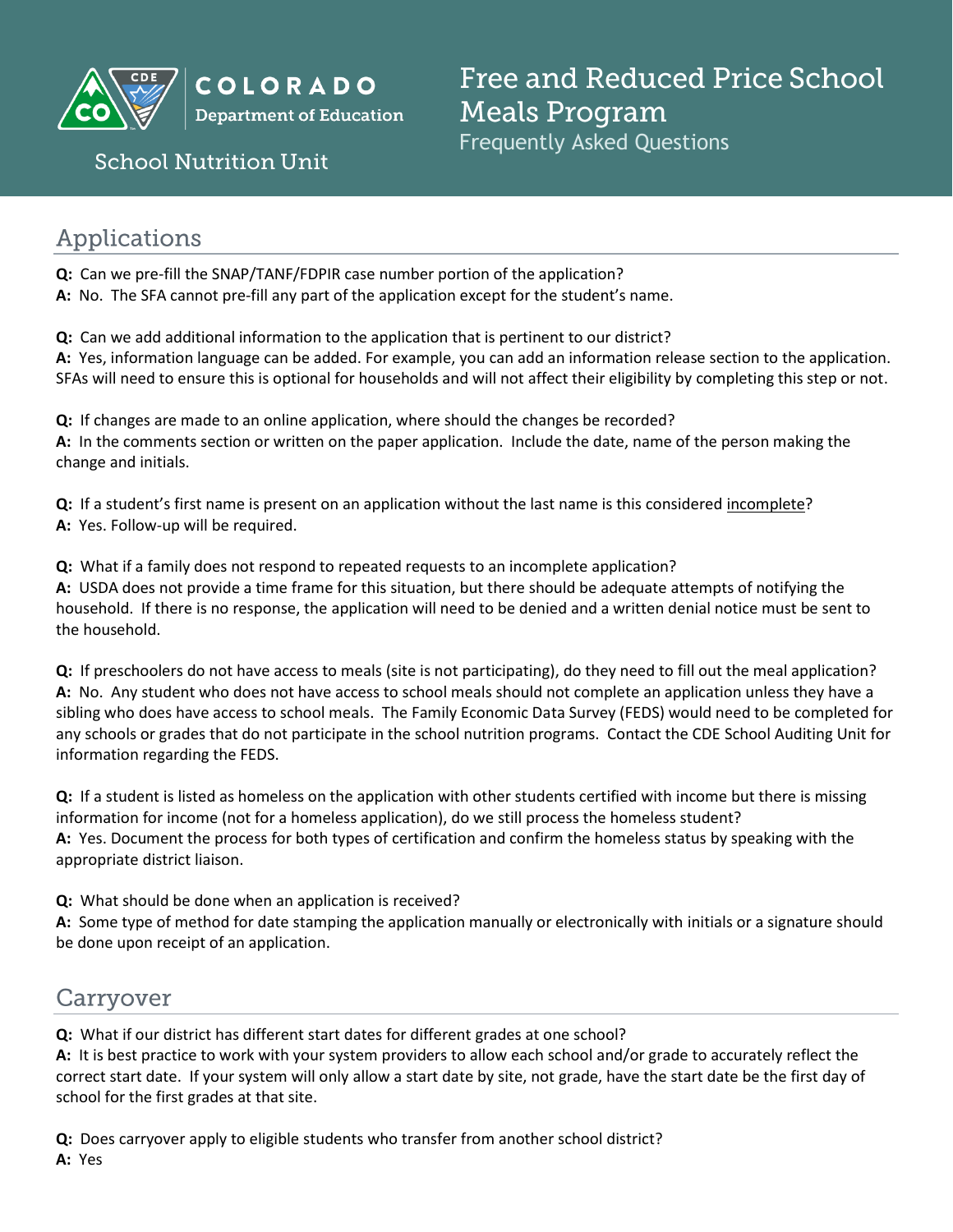# Free and Reduced Price School Meals Program

Frequently Asked Questions

COLORADO Department of Education

School Nutrition Unit

## Applications

**Q:** Can we pre-fill the SNAP/TANF/FDPIR case number portion of the application?
**A:** No. The SFA cannot pre-fill any part of the application except for the student's name.

**Q:** Can we add additional information to the application that is pertinent to our district?
**A:** Yes, information language can be added. For example, you can add an information release section to the application. SFAs will need to ensure this is optional for households and will not affect their eligibility by completing this step or not.

**Q:** If changes are made to an online application, where should the changes be recorded?
**A:** In the comments section or written on the paper application. Include the date, name of the person making the change and initials.

**Q:** If a student's first name is present on an application without the last name is this considered <u>incomplete</u>?
**A:** Yes. Follow-up will be required.

**Q:** What if a family does not respond to repeated requests to an incomplete application?
**A:** USDA does not provide a time frame for this situation, but there should be adequate attempts of notifying the household. If there is no response, the application will need to be denied and a written denial notice must be sent to the household.

**Q:** If preschoolers do not have access to meals (site is not participating), do they need to fill out the meal application?
**A:** No. Any student who does not have access to school meals should not complete an application unless they have a sibling who does have access to school meals. The Family Economic Data Survey (FEDS) would need to be completed for any schools or grades that do not participate in the school nutrition programs. Contact the CDE School Auditing Unit for information regarding the FEDS.

**Q:** If a student is listed as homeless on the application with other students certified with income but there is missing information for income (not for a homeless application), do we still process the homeless student?
**A:** Yes. Document the process for both types of certification and confirm the homeless status by speaking with the appropriate district liaison.

**Q:** What should be done when an application is received?
**A:** Some type of method for date stamping the application manually or electronically with initials or a signature should be done upon receipt of an application.

## Carryover

**Q:** What if our district has different start dates for different grades at one school?
**A:** It is best practice to work with your system providers to allow each school and/or grade to accurately reflect the correct start date. If your system will only allow a start date by site, not grade, have the start date be the first day of school for the first grades at that site.

**Q:** Does carryover apply to eligible students who transfer from another school district?
**A:** Yes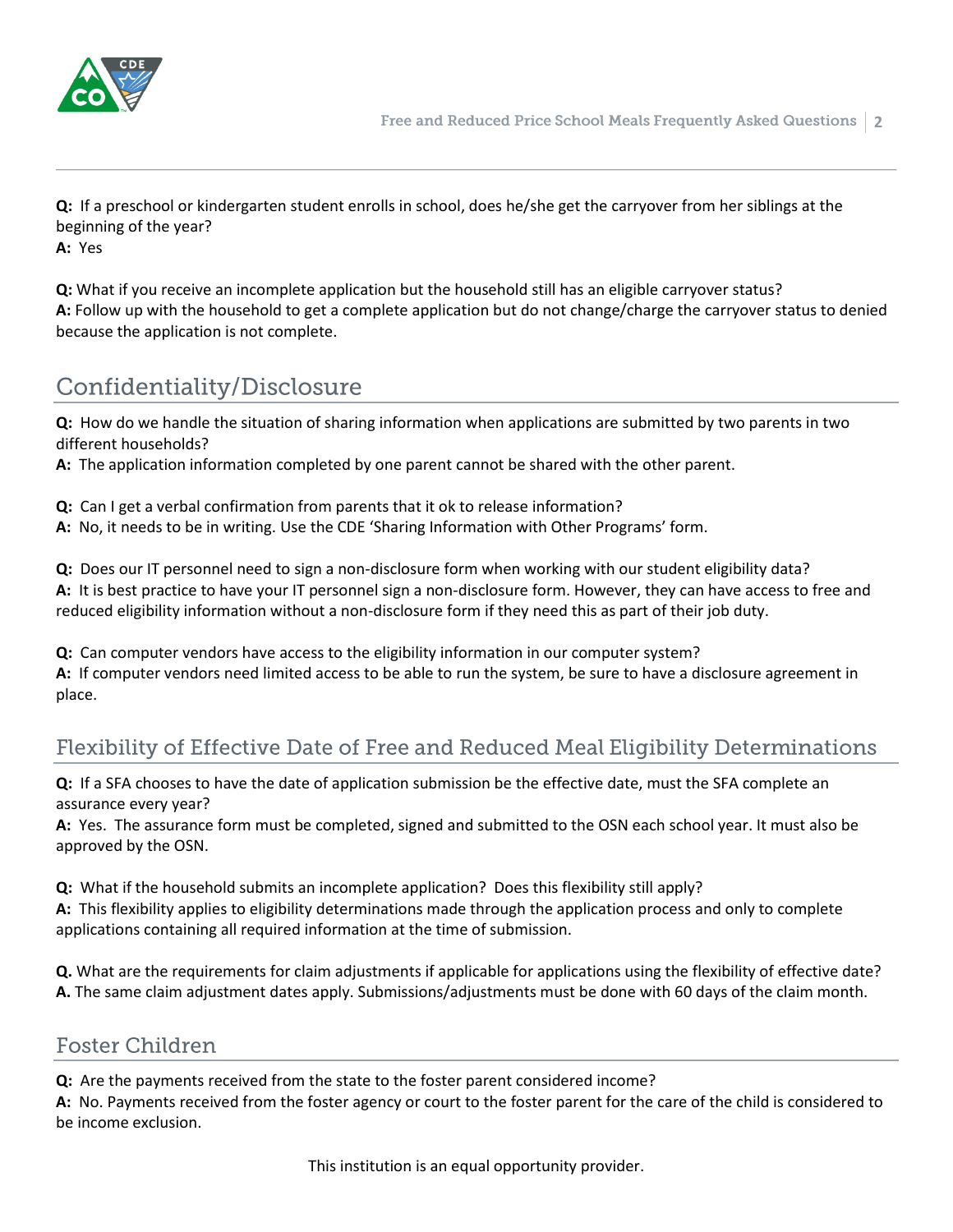**Q:** If a preschool or kindergarten student enrolls in school, does he/she get the carryover from her siblings at the beginning of the year?
**A:** Yes

**Q:** What if you receive an incomplete application but the household still has an eligible carryover status?
**A:** Follow up with the household to get a complete application but do not change/charge the carryover status to denied because the application is not complete.

## Confidentiality/Disclosure

**Q:** How do we handle the situation of sharing information when applications are submitted by two parents in two different households?
**A:** The application information completed by one parent cannot be shared with the other parent.

**Q:** Can I get a verbal confirmation from parents that it ok to release information?
**A:** No, it needs to be in writing. Use the CDE 'Sharing Information with Other Programs' form.

**Q:** Does our IT personnel need to sign a non-disclosure form when working with our student eligibility data?
**A:** It is best practice to have your IT personnel sign a non-disclosure form. However, they can have access to free and reduced eligibility information without a non-disclosure form if they need this as part of their job duty.

**Q:** Can computer vendors have access to the eligibility information in our computer system?
**A:** If computer vendors need limited access to be able to run the system, be sure to have a disclosure agreement in place.

## Flexibility of Effective Date of Free and Reduced Meal Eligibility Determinations

**Q:** If a SFA chooses to have the date of application submission be the effective date, must the SFA complete an assurance every year?
**A:** Yes. The assurance form must be completed, signed and submitted to the OSN each school year. It must also be approved by the OSN.

**Q:** What if the household submits an incomplete application? Does this flexibility still apply?
**A:** This flexibility applies to eligibility determinations made through the application process and only to complete applications containing all required information at the time of submission.

**Q.** What are the requirements for claim adjustments if applicable for applications using the flexibility of effective date?
**A.** The same claim adjustment dates apply. Submissions/adjustments must be done with 60 days of the claim month.

## Foster Children

**Q:** Are the payments received from the state to the foster parent considered income?
**A:** No. Payments received from the foster agency or court to the foster parent for the care of the child is considered to be income exclusion.

This institution is an equal opportunity provider.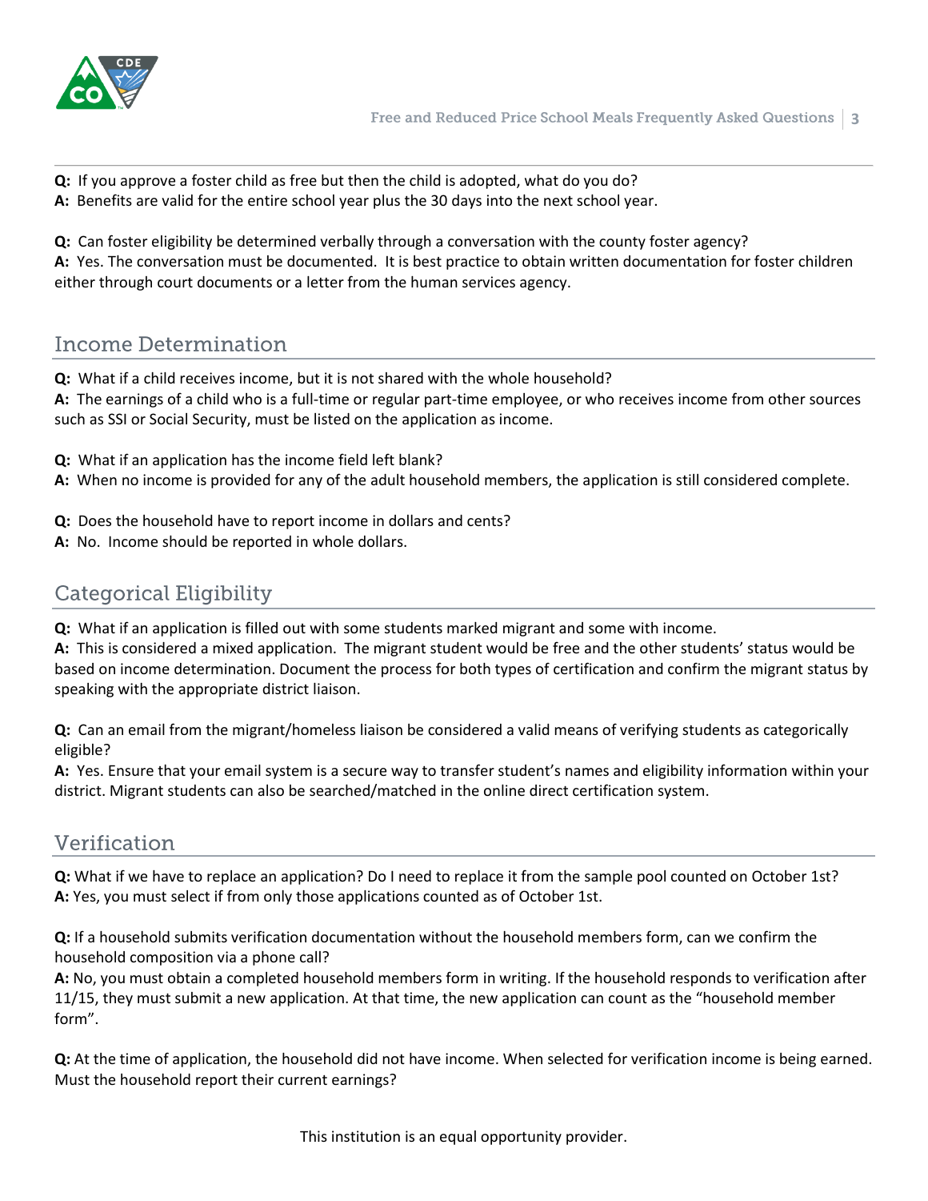**Q:** If you approve a foster child as free but then the child is adopted, what do you do?
**A:** Benefits are valid for the entire school year plus the 30 days into the next school year.

**Q:** Can foster eligibility be determined verbally through a conversation with the county foster agency?
**A:** Yes. The conversation must be documented. It is best practice to obtain written documentation for foster children either through court documents or a letter from the human services agency.

## Income Determination

**Q:** What if a child receives income, but it is not shared with the whole household?
**A:** The earnings of a child who is a full-time or regular part-time employee, or who receives income from other sources such as SSI or Social Security, must be listed on the application as income.

**Q:** What if an application has the income field left blank?
**A:** When no income is provided for any of the adult household members, the application is still considered complete.

**Q:** Does the household have to report income in dollars and cents?
**A:** No. Income should be reported in whole dollars.

## Categorical Eligibility

**Q:** What if an application is filled out with some students marked migrant and some with income.
**A:** This is considered a mixed application. The migrant student would be free and the other students' status would be based on income determination. Document the process for both types of certification and confirm the migrant status by speaking with the appropriate district liaison.

**Q:** Can an email from the migrant/homeless liaison be considered a valid means of verifying students as categorically eligible?
**A:** Yes. Ensure that your email system is a secure way to transfer student's names and eligibility information within your district. Migrant students can also be searched/matched in the online direct certification system.

## Verification

**Q:** What if we have to replace an application? Do I need to replace it from the sample pool counted on October 1st?
**A:** Yes, you must select if from only those applications counted as of October 1st.

**Q:** If a household submits verification documentation without the household members form, can we confirm the household composition via a phone call?
**A:** No, you must obtain a completed household members form in writing. If the household responds to verification after 11/15, they must submit a new application. At that time, the new application can count as the "household member form".

**Q:** At the time of application, the household did not have income. When selected for verification income is being earned. Must the household report their current earnings?

This institution is an equal opportunity provider.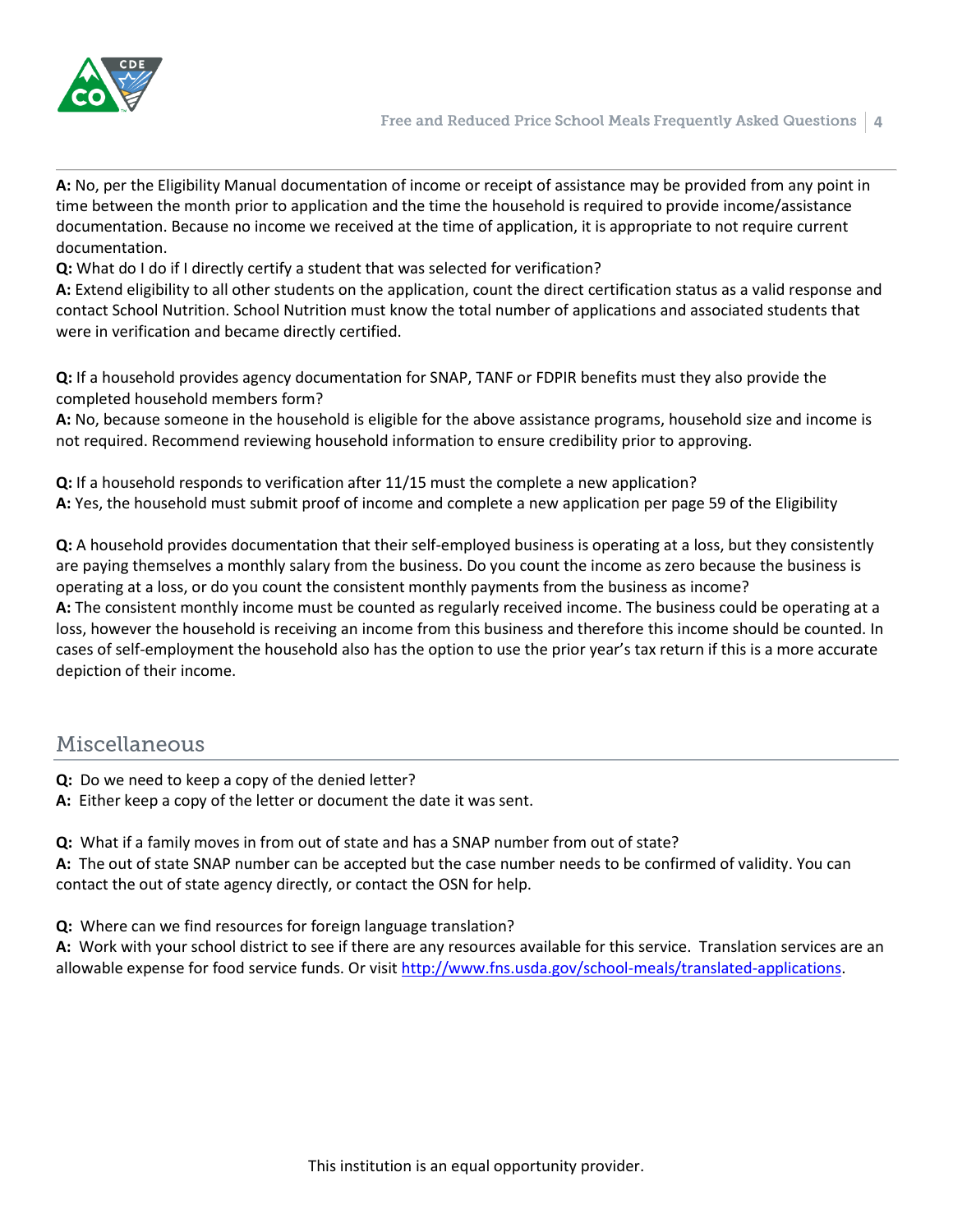**A:** No, per the Eligibility Manual documentation of income or receipt of assistance may be provided from any point in time between the month prior to application and the time the household is required to provide income/assistance documentation. Because no income we received at the time of application, it is appropriate to not require current documentation.

**Q:** What do I do if I directly certify a student that was selected for verification?

**A:** Extend eligibility to all other students on the application, count the direct certification status as a valid response and contact School Nutrition. School Nutrition must know the total number of applications and associated students that were in verification and became directly certified.

**Q:** If a household provides agency documentation for SNAP, TANF or FDPIR benefits must they also provide the completed household members form?

**A:** No, because someone in the household is eligible for the above assistance programs, household size and income is not required. Recommend reviewing household information to ensure credibility prior to approving.

**Q:** If a household responds to verification after 11/15 must the complete a new application?

**A:** Yes, the household must submit proof of income and complete a new application per page 59 of the Eligibility

**Q:** A household provides documentation that their self-employed business is operating at a loss, but they consistently are paying themselves a monthly salary from the business. Do you count the income as zero because the business is operating at a loss, or do you count the consistent monthly payments from the business as income?

**A:** The consistent monthly income must be counted as regularly received income. The business could be operating at a loss, however the household is receiving an income from this business and therefore this income should be counted. In cases of self-employment the household also has the option to use the prior year's tax return if this is a more accurate depiction of their income.

## Miscellaneous

**Q:** Do we need to keep a copy of the denied letter?

**A:** Either keep a copy of the letter or document the date it was sent.

**Q:** What if a family moves in from out of state and has a SNAP number from out of state?

**A:** The out of state SNAP number can be accepted but the case number needs to be confirmed of validity. You can contact the out of state agency directly, or contact the OSN for help.

**Q:** Where can we find resources for foreign language translation?

**A:** Work with your school district to see if there are any resources available for this service. Translation services are an allowable expense for food service funds. Or visit http://www.fns.usda.gov/school-meals/translated-applications.

This institution is an equal opportunity provider.